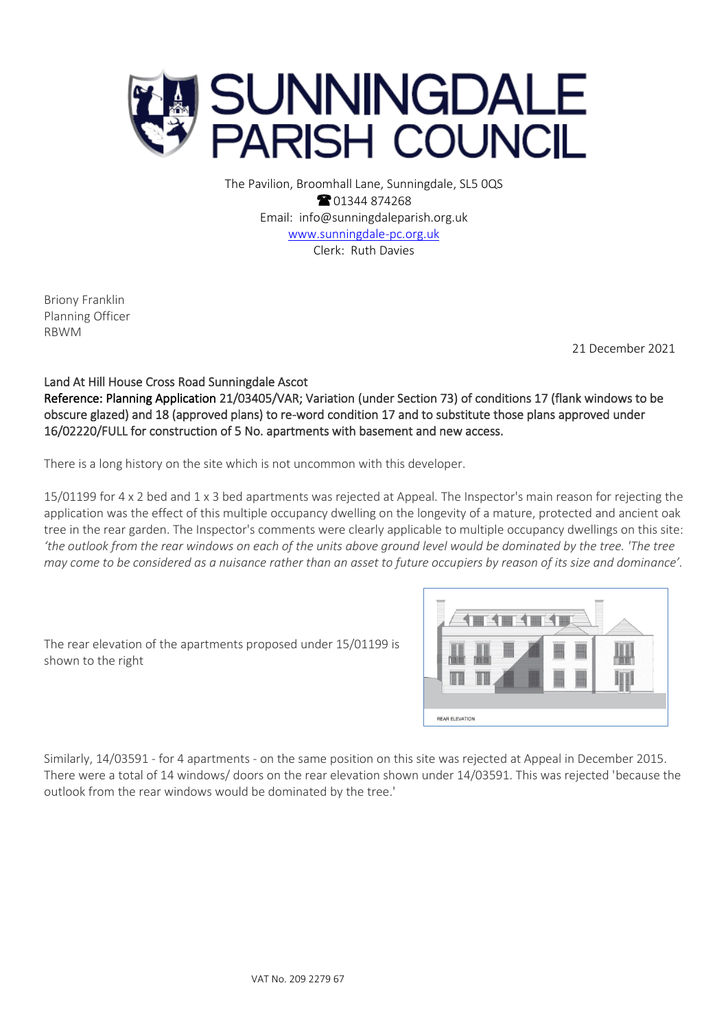# SUNNINGDALE PARISH COUNCIL

The Pavilion, Broomhall Lane, Sunningdale, SL5 0QS
☎ 01344 874268
Email: info@sunningdaleparish.org.uk
www.sunningdale-pc.org.uk
Clerk: Ruth Davies

Briony Franklin
Planning Officer
RBWM

21 December 2021

Land At Hill House Cross Road Sunningdale Ascot
Reference: Planning Application 21/03405/VAR; Variation (under Section 73) of conditions 17 (flank windows to be obscure glazed) and 18 (approved plans) to re-word condition 17 and to substitute those plans approved under 16/02220/FULL for construction of 5 No. apartments with basement and new access.

There is a long history on the site which is not uncommon with this developer.

15/01199 for 4 x 2 bed and 1 x 3 bed apartments was rejected at Appeal. The Inspector's main reason for rejecting the application was the effect of this multiple occupancy dwelling on the longevity of a mature, protected and ancient oak tree in the rear garden. The Inspector's comments were clearly applicable to multiple occupancy dwellings on this site: *'the outlook from the rear windows on each of the units above ground level would be dominated by the tree. 'The tree may come to be considered as a nuisance rather than an asset to future occupiers by reason of its size and dominance'.*

The rear elevation of the apartments proposed under 15/01199 is shown to the right

REAR ELEVATION

Similarly, 14/03591 - for 4 apartments - on the same position on this site was rejected at Appeal in December 2015. There were a total of 14 windows/ doors on the rear elevation shown under 14/03591. This was rejected 'because the outlook from the rear windows would be dominated by the tree.'

VAT No. 209 2279 67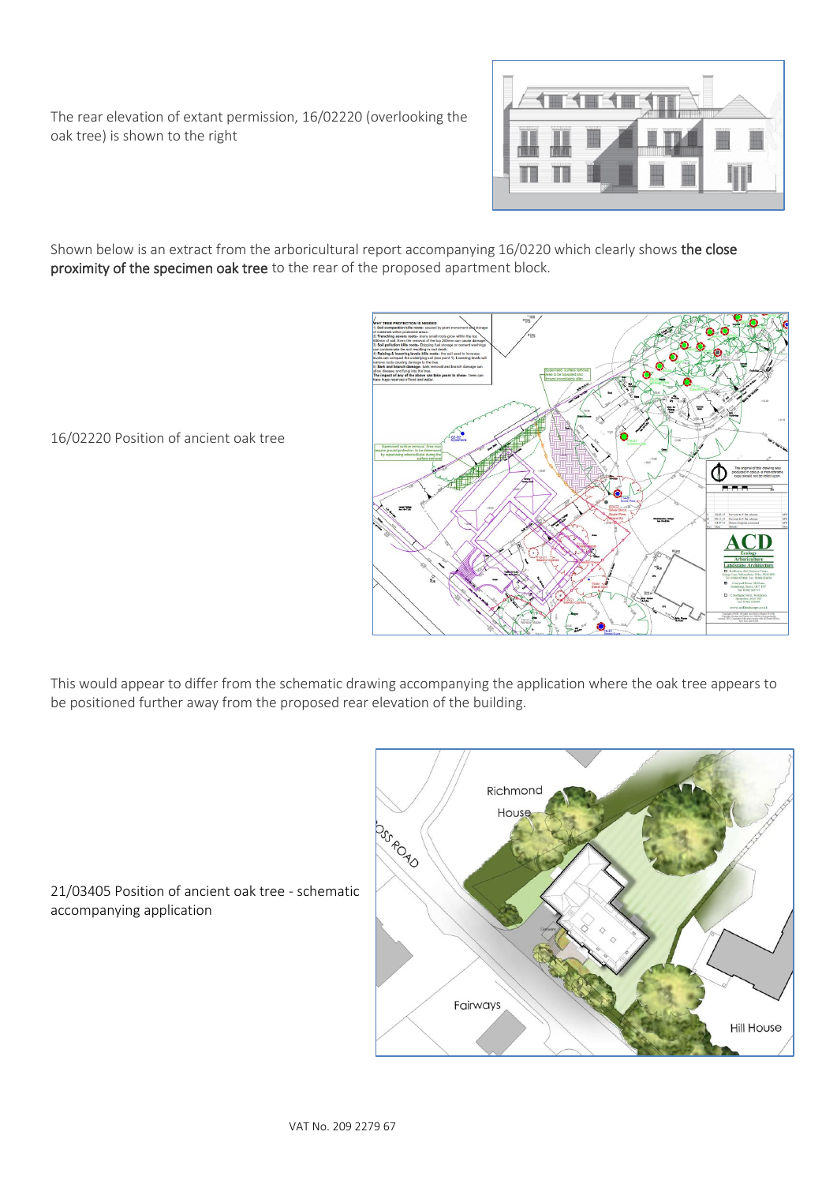The rear elevation of extant permission, 16/02220 (overlooking the oak tree) is shown to the right

Shown below is an extract from the arboricultural report accompanying 16/0220 which clearly shows **the close proximity of the specimen oak tree** to the rear of the proposed apartment block.

16/02220 Position of ancient oak tree

This would appear to differ from the schematic drawing accompanying the application where the oak tree appears to be positioned further away from the proposed rear elevation of the building.

21/03405 Position of ancient oak tree - schematic accompanying application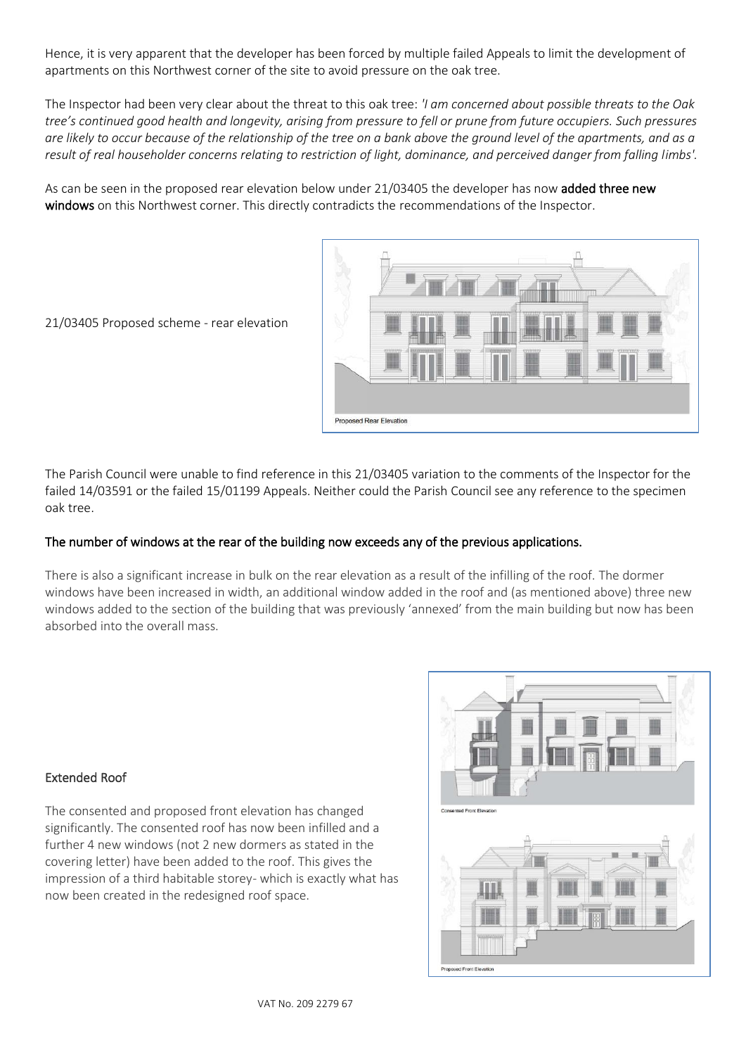Hence, it is very apparent that the developer has been forced by multiple failed Appeals to limit the development of apartments on this Northwest corner of the site to avoid pressure on the oak tree.

The Inspector had been very clear about the threat to this oak tree: *'I am concerned about possible threats to the Oak tree's continued good health and longevity, arising from pressure to fell or prune from future occupiers. Such pressures are likely to occur because of the relationship of the tree on a bank above the ground level of the apartments, and as a result of real householder concerns relating to restriction of light, dominance, and perceived danger from falling limbs'.*

As can be seen in the proposed rear elevation below under 21/03405 the developer has now **added three new windows** on this Northwest corner. This directly contradicts the recommendations of the Inspector.

21/03405 Proposed scheme - rear elevation

Proposed Rear Elevation

The Parish Council were unable to find reference in this 21/03405 variation to the comments of the Inspector for the failed 14/03591 or the failed 15/01199 Appeals. Neither could the Parish Council see any reference to the specimen oak tree.

**The number of windows at the rear of the building now exceeds any of the previous applications.**

There is also a significant increase in bulk on the rear elevation as a result of the infilling of the roof. The dormer windows have been increased in width, an additional window added in the roof and (as mentioned above) three new windows added to the section of the building that was previously 'annexed' from the main building but now has been absorbed into the overall mass.

## Extended Roof

The consented and proposed front elevation has changed significantly. The consented roof has now been infilled and a further 4 new windows (not 2 new dormers as stated in the covering letter) have been added to the roof. This gives the impression of a third habitable storey- which is exactly what has now been created in the redesigned roof space.

Consented Front Elevation

Proposed Front Elevation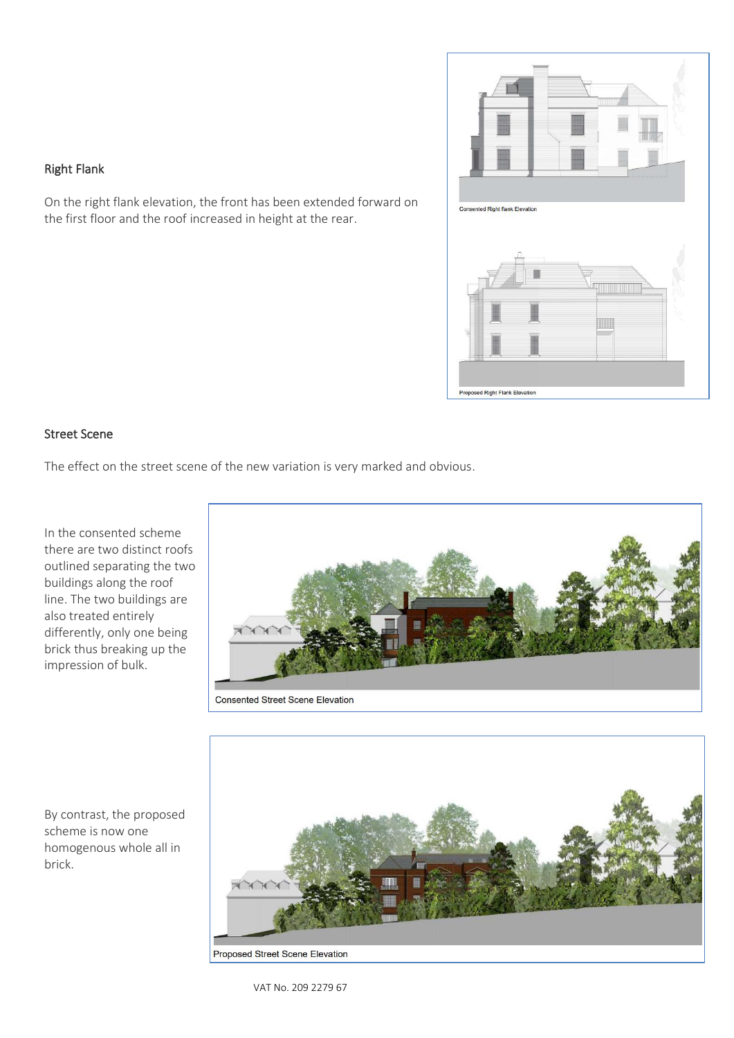## Right Flank

On the right flank elevation, the front has been extended forward on the first floor and the roof increased in height at the rear.

Consented Right flank Elevation

Proposed Right Flank Elevation

## Street Scene

The effect on the street scene of the new variation is very marked and obvious.

In the consented scheme there are two distinct roofs outlined separating the two buildings along the roof line. The two buildings are also treated entirely differently, only one being brick thus breaking up the impression of bulk.

Consented Street Scene Elevation

By contrast, the proposed scheme is now one homogenous whole all in brick.

Proposed Street Scene Elevation

VAT No. 209 2279 67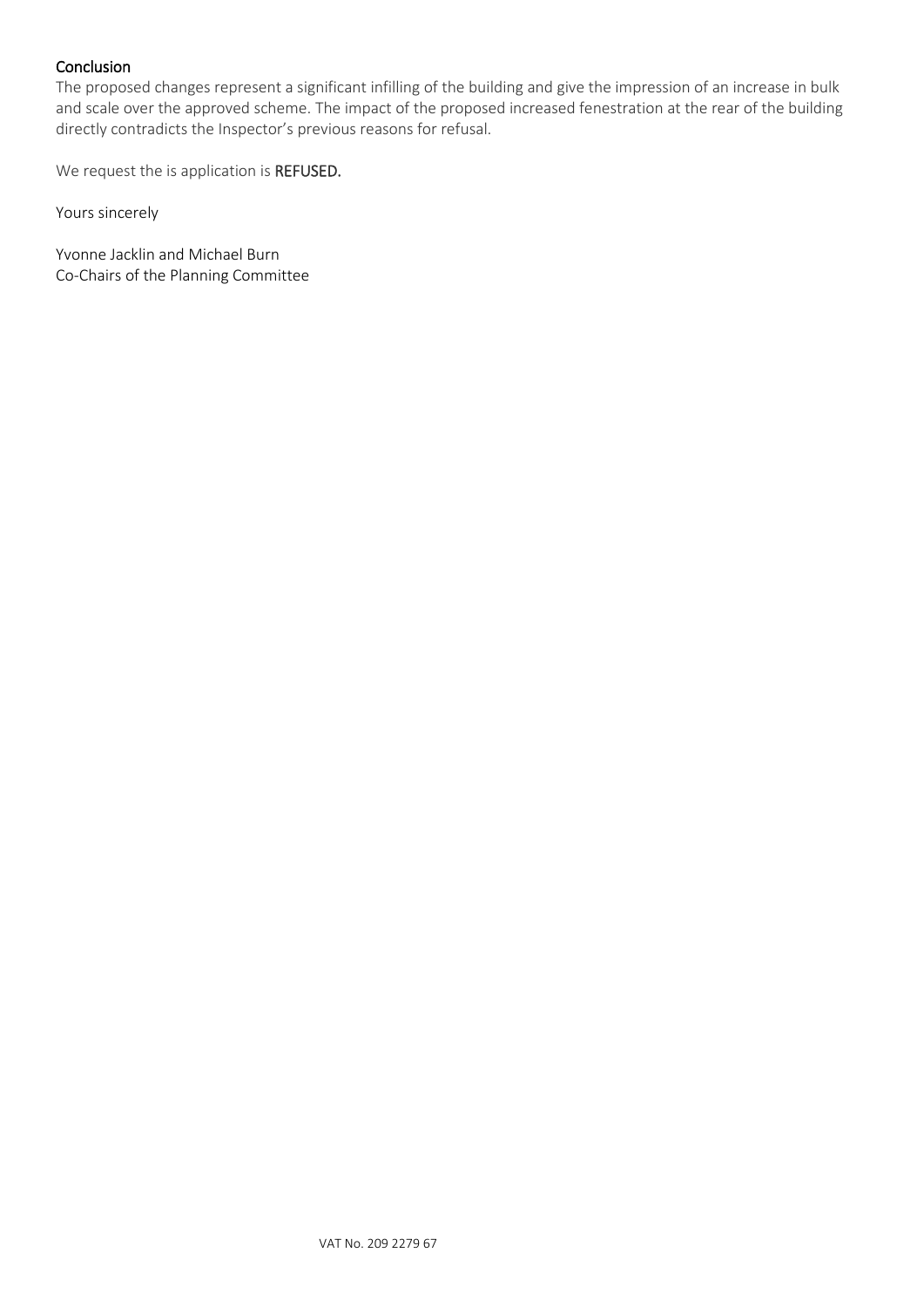## Conclusion

The proposed changes represent a significant infilling of the building and give the impression of an increase in bulk and scale over the approved scheme. The impact of the proposed increased fenestration at the rear of the building directly contradicts the Inspector's previous reasons for refusal.

We request the is application is **REFUSED.**

Yours sincerely

Yvonne Jacklin and Michael Burn
Co-Chairs of the Planning Committee

VAT No. 209 2279 67